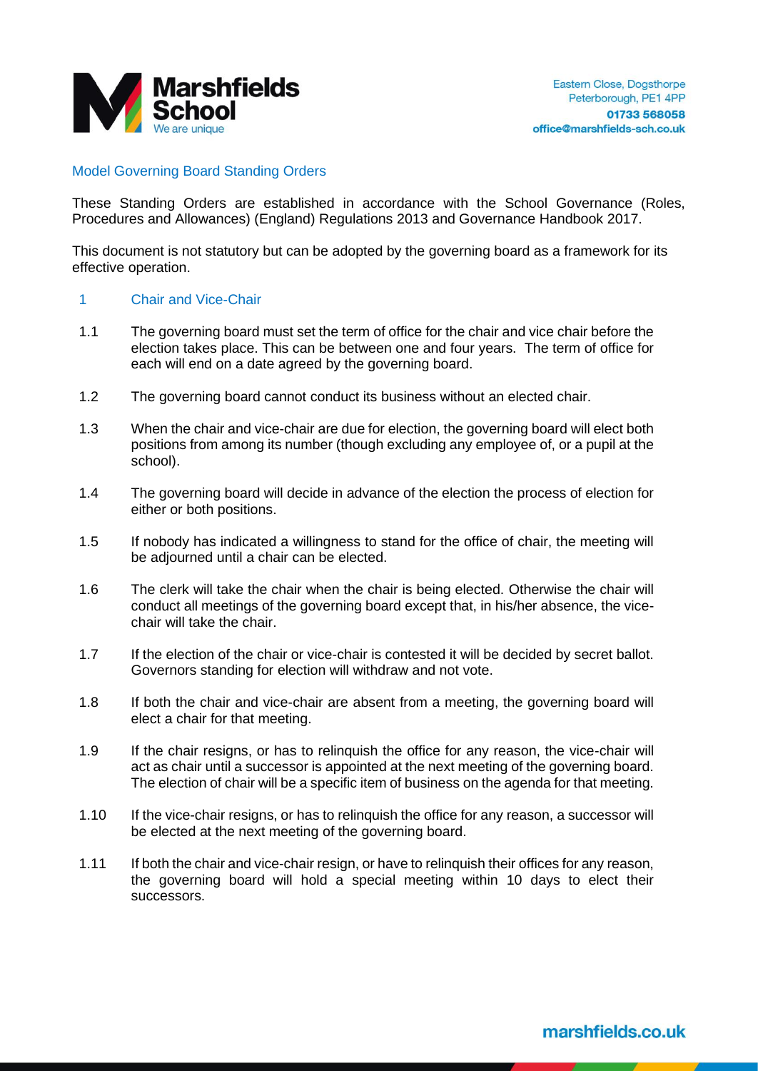## Model Governing Board Standing Orders

These Standing Orders are established in accordance with the School Governance (Roles, Procedures and Allowances) (England) Regulations 2013 and Governance Handbook 2017.

This document is not statutory but can be adopted by the governing board as a framework for its effective operation.

### 1 Chair and Vice-Chair

1.1 The governing board must set the term of office for the chair and vice chair before the election takes place. This can be between one and four years. The term of office for each will end on a date agreed by the governing board.

1.2 The governing board cannot conduct its business without an elected chair.

1.3 When the chair and vice-chair are due for election, the governing board will elect both positions from among its number (though excluding any employee of, or a pupil at the school).

1.4 The governing board will decide in advance of the election the process of election for either or both positions.

1.5 If nobody has indicated a willingness to stand for the office of chair, the meeting will be adjourned until a chair can be elected.

1.6 The clerk will take the chair when the chair is being elected. Otherwise the chair will conduct all meetings of the governing board except that, in his/her absence, the vice-chair will take the chair.

1.7 If the election of the chair or vice-chair is contested it will be decided by secret ballot. Governors standing for election will withdraw and not vote.

1.8 If both the chair and vice-chair are absent from a meeting, the governing board will elect a chair for that meeting.

1.9 If the chair resigns, or has to relinquish the office for any reason, the vice-chair will act as chair until a successor is appointed at the next meeting of the governing board. The election of chair will be a specific item of business on the agenda for that meeting.

1.10 If the vice-chair resigns, or has to relinquish the office for any reason, a successor will be elected at the next meeting of the governing board.

1.11 If both the chair and vice-chair resign, or have to relinquish their offices for any reason, the governing board will hold a special meeting within 10 days to elect their successors.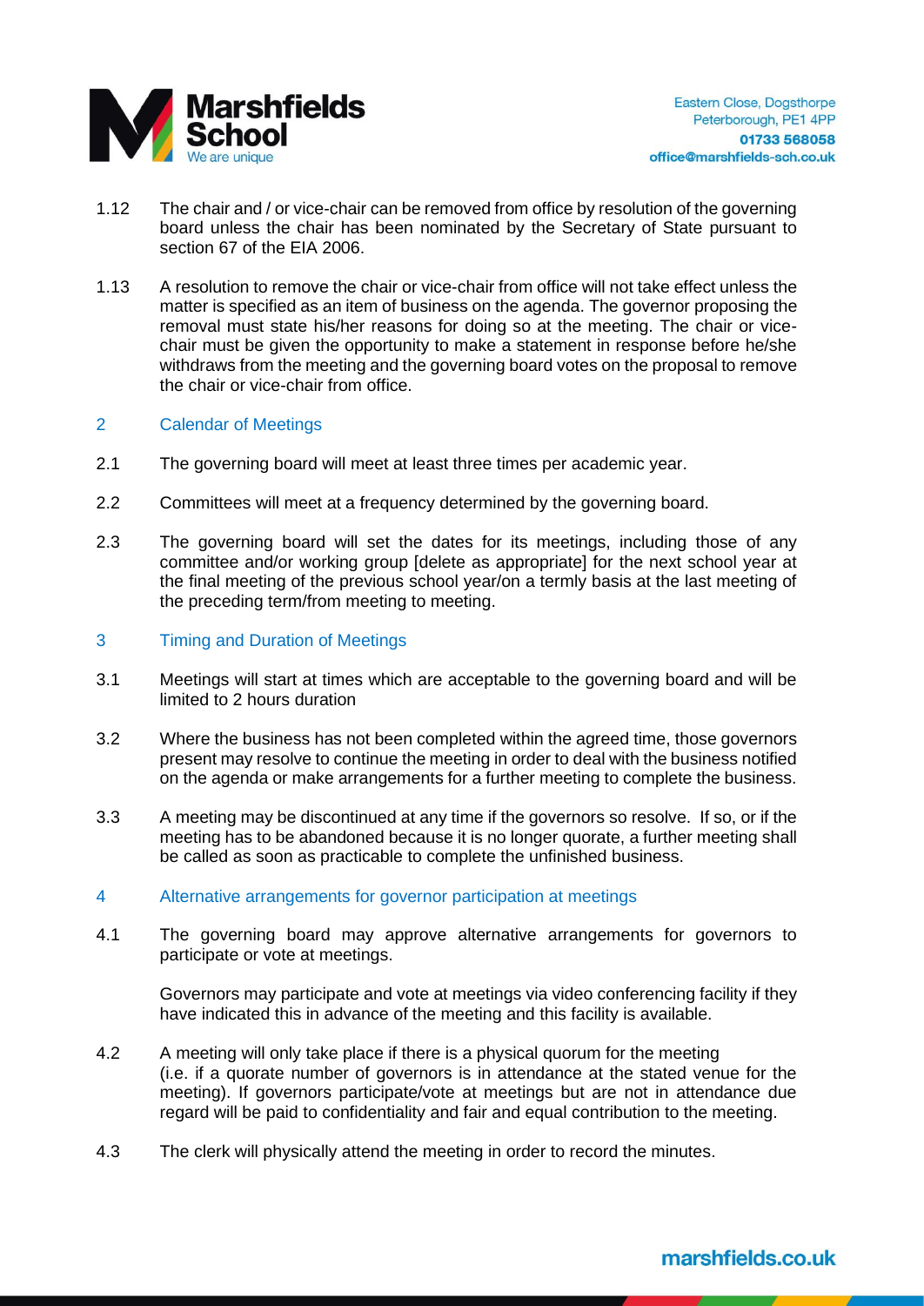1.12 The chair and / or vice-chair can be removed from office by resolution of the governing board unless the chair has been nominated by the Secretary of State pursuant to section 67 of the EIA 2006.

1.13 A resolution to remove the chair or vice-chair from office will not take effect unless the matter is specified as an item of business on the agenda. The governor proposing the removal must state his/her reasons for doing so at the meeting. The chair or vice-chair must be given the opportunity to make a statement in response before he/she withdraws from the meeting and the governing board votes on the proposal to remove the chair or vice-chair from office.

## 2 Calendar of Meetings

2.1 The governing board will meet at least three times per academic year.

2.2 Committees will meet at a frequency determined by the governing board.

2.3 The governing board will set the dates for its meetings, including those of any committee and/or working group [delete as appropriate] for the next school year at the final meeting of the previous school year/on a termly basis at the last meeting of the preceding term/from meeting to meeting.

## 3 Timing and Duration of Meetings

3.1 Meetings will start at times which are acceptable to the governing board and will be limited to 2 hours duration

3.2 Where the business has not been completed within the agreed time, those governors present may resolve to continue the meeting in order to deal with the business notified on the agenda or make arrangements for a further meeting to complete the business.

3.3 A meeting may be discontinued at any time if the governors so resolve. If so, or if the meeting has to be abandoned because it is no longer quorate, a further meeting shall be called as soon as practicable to complete the unfinished business.

## 4 Alternative arrangements for governor participation at meetings

4.1 The governing board may approve alternative arrangements for governors to participate or vote at meetings.

Governors may participate and vote at meetings via video conferencing facility if they have indicated this in advance of the meeting and this facility is available.

4.2 A meeting will only take place if there is a physical quorum for the meeting (i.e. if a quorate number of governors is in attendance at the stated venue for the meeting). If governors participate/vote at meetings but are not in attendance due regard will be paid to confidentiality and fair and equal contribution to the meeting.

4.3 The clerk will physically attend the meeting in order to record the minutes.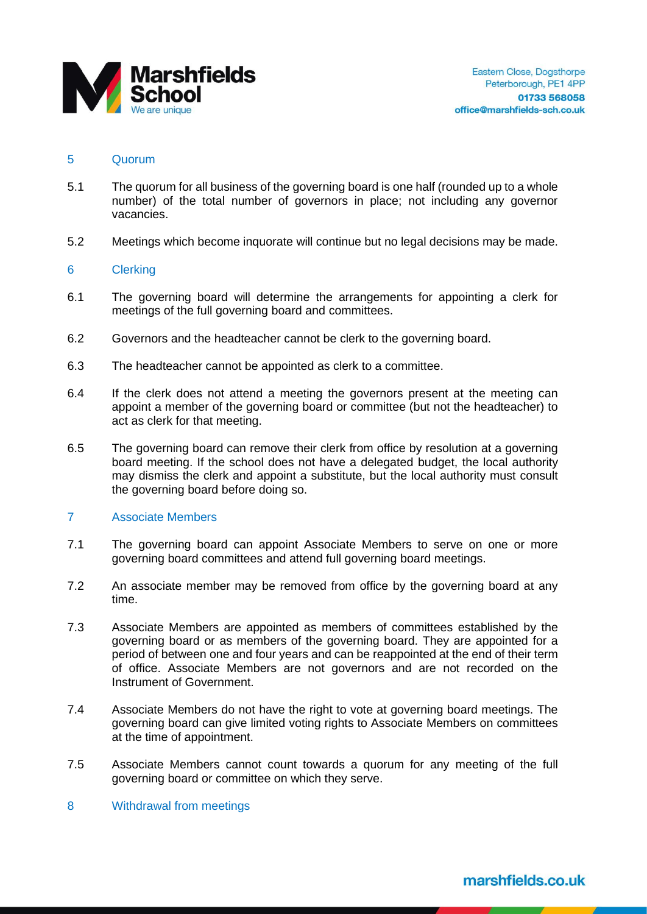## 5 Quorum

5.1 The quorum for all business of the governing board is one half (rounded up to a whole number) of the total number of governors in place; not including any governor vacancies.

5.2 Meetings which become inquorate will continue but no legal decisions may be made.

## 6 Clerking

6.1 The governing board will determine the arrangements for appointing a clerk for meetings of the full governing board and committees.

6.2 Governors and the headteacher cannot be clerk to the governing board.

6.3 The headteacher cannot be appointed as clerk to a committee.

6.4 If the clerk does not attend a meeting the governors present at the meeting can appoint a member of the governing board or committee (but not the headteacher) to act as clerk for that meeting.

6.5 The governing board can remove their clerk from office by resolution at a governing board meeting. If the school does not have a delegated budget, the local authority may dismiss the clerk and appoint a substitute, but the local authority must consult the governing board before doing so.

## 7 Associate Members

7.1 The governing board can appoint Associate Members to serve on one or more governing board committees and attend full governing board meetings.

7.2 An associate member may be removed from office by the governing board at any time.

7.3 Associate Members are appointed as members of committees established by the governing board or as members of the governing board. They are appointed for a period of between one and four years and can be reappointed at the end of their term of office. Associate Members are not governors and are not recorded on the Instrument of Government.

7.4 Associate Members do not have the right to vote at governing board meetings. The governing board can give limited voting rights to Associate Members on committees at the time of appointment.

7.5 Associate Members cannot count towards a quorum for any meeting of the full governing board or committee on which they serve.

## 8 Withdrawal from meetings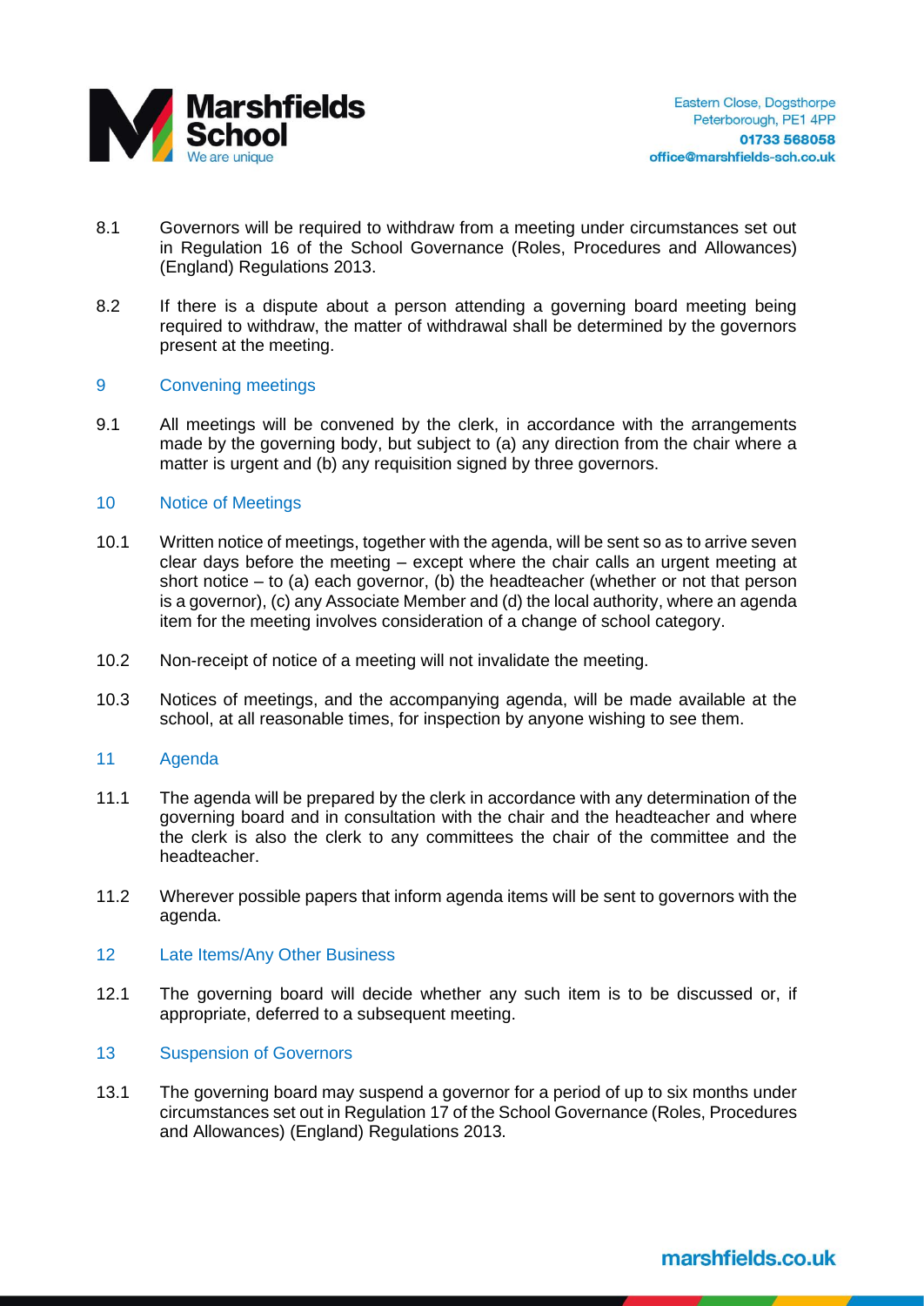8.1 Governors will be required to withdraw from a meeting under circumstances set out in Regulation 16 of the School Governance (Roles, Procedures and Allowances) (England) Regulations 2013.

8.2 If there is a dispute about a person attending a governing board meeting being required to withdraw, the matter of withdrawal shall be determined by the governors present at the meeting.

## 9 Convening meetings

9.1 All meetings will be convened by the clerk, in accordance with the arrangements made by the governing body, but subject to (a) any direction from the chair where a matter is urgent and (b) any requisition signed by three governors.

## 10 Notice of Meetings

10.1 Written notice of meetings, together with the agenda, will be sent so as to arrive seven clear days before the meeting – except where the chair calls an urgent meeting at short notice – to (a) each governor, (b) the headteacher (whether or not that person is a governor), (c) any Associate Member and (d) the local authority, where an agenda item for the meeting involves consideration of a change of school category.

10.2 Non-receipt of notice of a meeting will not invalidate the meeting.

10.3 Notices of meetings, and the accompanying agenda, will be made available at the school, at all reasonable times, for inspection by anyone wishing to see them.

## 11 Agenda

11.1 The agenda will be prepared by the clerk in accordance with any determination of the governing board and in consultation with the chair and the headteacher and where the clerk is also the clerk to any committees the chair of the committee and the headteacher.

11.2 Wherever possible papers that inform agenda items will be sent to governors with the agenda.

## 12 Late Items/Any Other Business

12.1 The governing board will decide whether any such item is to be discussed or, if appropriate, deferred to a subsequent meeting.

## 13 Suspension of Governors

13.1 The governing board may suspend a governor for a period of up to six months under circumstances set out in Regulation 17 of the School Governance (Roles, Procedures and Allowances) (England) Regulations 2013.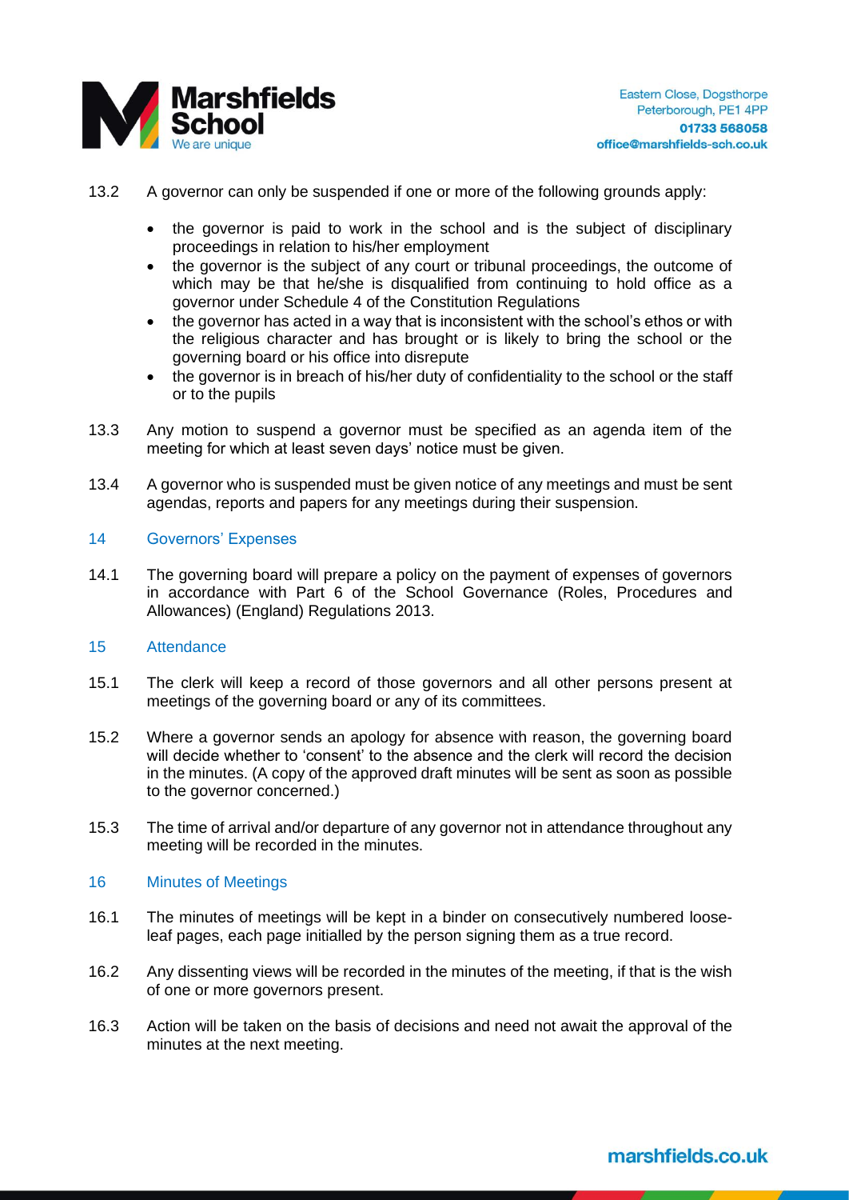13.2 A governor can only be suspended if one or more of the following grounds apply:

- the governor is paid to work in the school and is the subject of disciplinary proceedings in relation to his/her employment
- the governor is the subject of any court or tribunal proceedings, the outcome of which may be that he/she is disqualified from continuing to hold office as a governor under Schedule 4 of the Constitution Regulations
- the governor has acted in a way that is inconsistent with the school's ethos or with the religious character and has brought or is likely to bring the school or the governing board or his office into disrepute
- the governor is in breach of his/her duty of confidentiality to the school or the staff or to the pupils

13.3 Any motion to suspend a governor must be specified as an agenda item of the meeting for which at least seven days' notice must be given.

13.4 A governor who is suspended must be given notice of any meetings and must be sent agendas, reports and papers for any meetings during their suspension.

## 14 Governors' Expenses

14.1 The governing board will prepare a policy on the payment of expenses of governors in accordance with Part 6 of the School Governance (Roles, Procedures and Allowances) (England) Regulations 2013.

## 15 Attendance

15.1 The clerk will keep a record of those governors and all other persons present at meetings of the governing board or any of its committees.

15.2 Where a governor sends an apology for absence with reason, the governing board will decide whether to 'consent' to the absence and the clerk will record the decision in the minutes. (A copy of the approved draft minutes will be sent as soon as possible to the governor concerned.)

15.3 The time of arrival and/or departure of any governor not in attendance throughout any meeting will be recorded in the minutes.

## 16 Minutes of Meetings

16.1 The minutes of meetings will be kept in a binder on consecutively numbered loose-leaf pages, each page initialled by the person signing them as a true record.

16.2 Any dissenting views will be recorded in the minutes of the meeting, if that is the wish of one or more governors present.

16.3 Action will be taken on the basis of decisions and need not await the approval of the minutes at the next meeting.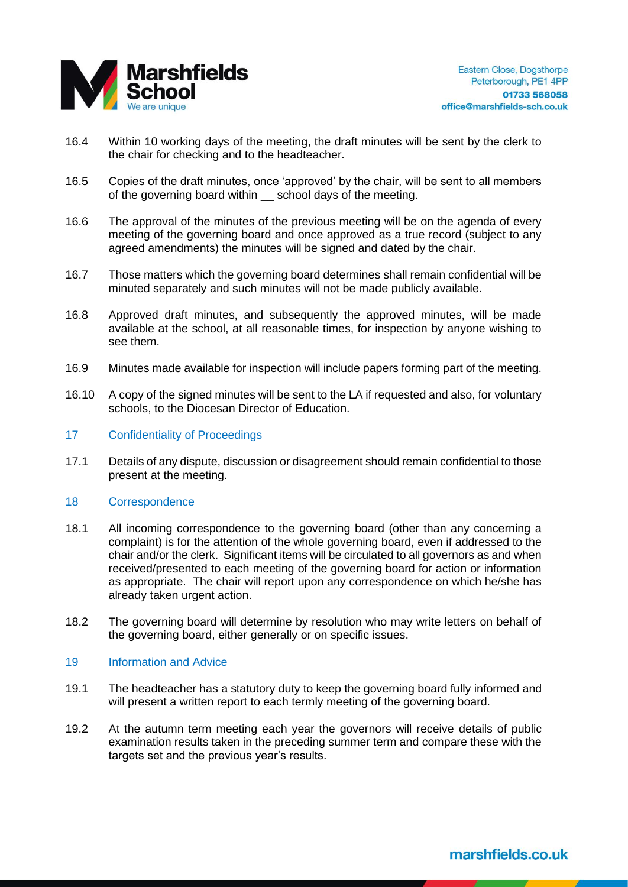16.4 Within 10 working days of the meeting, the draft minutes will be sent by the clerk to the chair for checking and to the headteacher.

16.5 Copies of the draft minutes, once 'approved' by the chair, will be sent to all members of the governing board within __ school days of the meeting.

16.6 The approval of the minutes of the previous meeting will be on the agenda of every meeting of the governing board and once approved as a true record (subject to any agreed amendments) the minutes will be signed and dated by the chair.

16.7 Those matters which the governing board determines shall remain confidential will be minuted separately and such minutes will not be made publicly available.

16.8 Approved draft minutes, and subsequently the approved minutes, will be made available at the school, at all reasonable times, for inspection by anyone wishing to see them.

16.9 Minutes made available for inspection will include papers forming part of the meeting.

16.10 A copy of the signed minutes will be sent to the LA if requested and also, for voluntary schools, to the Diocesan Director of Education.

## 17 Confidentiality of Proceedings

17.1 Details of any dispute, discussion or disagreement should remain confidential to those present at the meeting.

## 18 Correspondence

18.1 All incoming correspondence to the governing board (other than any concerning a complaint) is for the attention of the whole governing board, even if addressed to the chair and/or the clerk. Significant items will be circulated to all governors as and when received/presented to each meeting of the governing board for action or information as appropriate. The chair will report upon any correspondence on which he/she has already taken urgent action.

18.2 The governing board will determine by resolution who may write letters on behalf of the governing board, either generally or on specific issues.

## 19 Information and Advice

19.1 The headteacher has a statutory duty to keep the governing board fully informed and will present a written report to each termly meeting of the governing board.

19.2 At the autumn term meeting each year the governors will receive details of public examination results taken in the preceding summer term and compare these with the targets set and the previous year's results.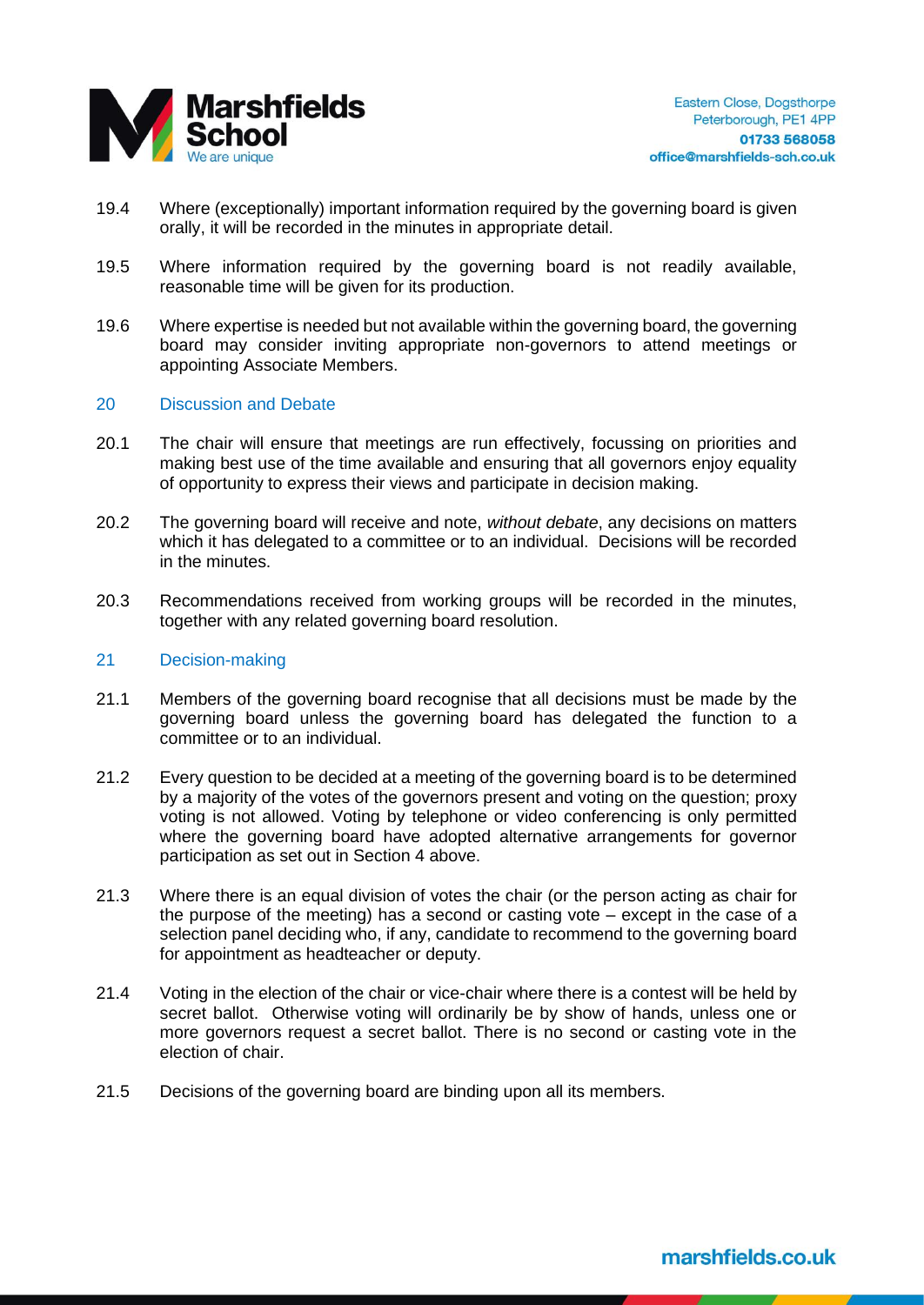19.4 Where (exceptionally) important information required by the governing board is given orally, it will be recorded in the minutes in appropriate detail.

19.5 Where information required by the governing board is not readily available, reasonable time will be given for its production.

19.6 Where expertise is needed but not available within the governing board, the governing board may consider inviting appropriate non-governors to attend meetings or appointing Associate Members.

## 20 Discussion and Debate

20.1 The chair will ensure that meetings are run effectively, focussing on priorities and making best use of the time available and ensuring that all governors enjoy equality of opportunity to express their views and participate in decision making.

20.2 The governing board will receive and note, *without debate*, any decisions on matters which it has delegated to a committee or to an individual. Decisions will be recorded in the minutes.

20.3 Recommendations received from working groups will be recorded in the minutes, together with any related governing board resolution.

## 21 Decision-making

21.1 Members of the governing board recognise that all decisions must be made by the governing board unless the governing board has delegated the function to a committee or to an individual.

21.2 Every question to be decided at a meeting of the governing board is to be determined by a majority of the votes of the governors present and voting on the question; proxy voting is not allowed. Voting by telephone or video conferencing is only permitted where the governing board have adopted alternative arrangements for governor participation as set out in Section 4 above.

21.3 Where there is an equal division of votes the chair (or the person acting as chair for the purpose of the meeting) has a second or casting vote – except in the case of a selection panel deciding who, if any, candidate to recommend to the governing board for appointment as headteacher or deputy.

21.4 Voting in the election of the chair or vice-chair where there is a contest will be held by secret ballot. Otherwise voting will ordinarily be by show of hands, unless one or more governors request a secret ballot. There is no second or casting vote in the election of chair.

21.5 Decisions of the governing board are binding upon all its members.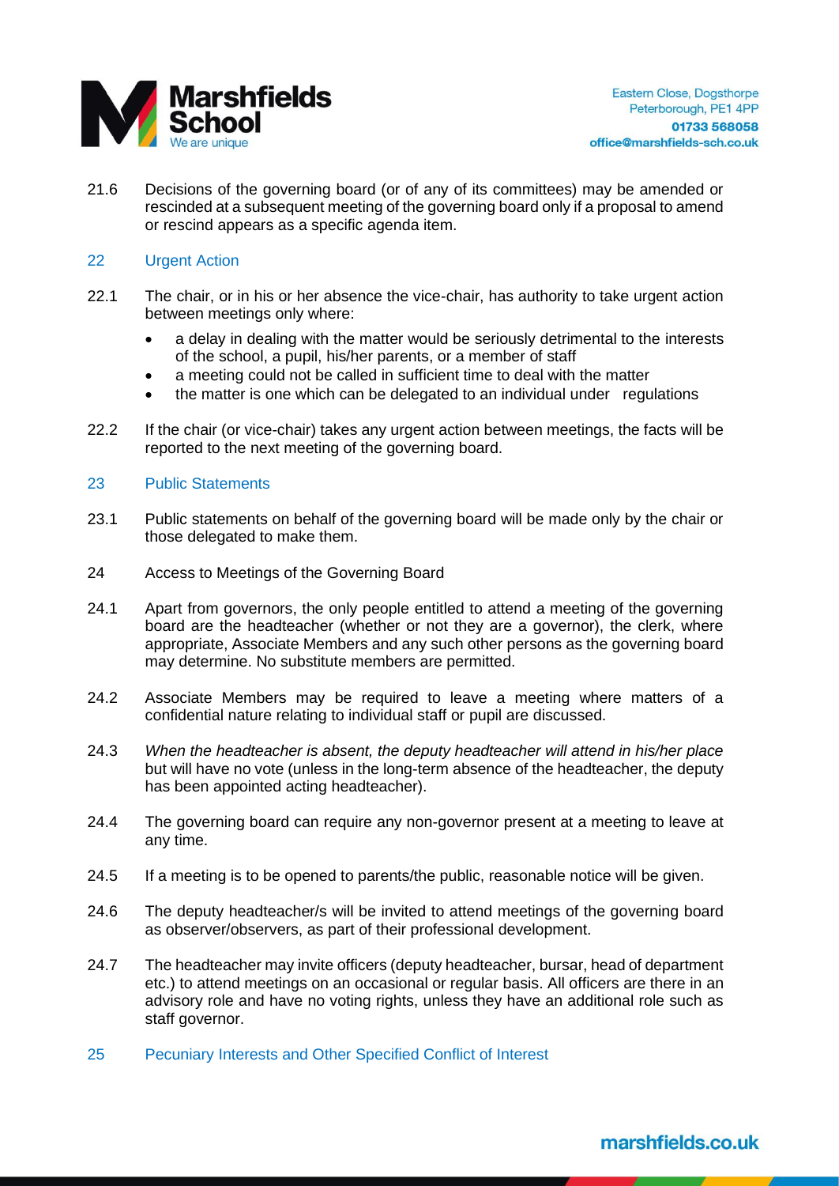21.6 Decisions of the governing board (or of any of its committees) may be amended or rescinded at a subsequent meeting of the governing board only if a proposal to amend or rescind appears as a specific agenda item.

## 22 Urgent Action

22.1 The chair, or in his or her absence the vice-chair, has authority to take urgent action between meetings only where:

- a delay in dealing with the matter would be seriously detrimental to the interests of the school, a pupil, his/her parents, or a member of staff
- a meeting could not be called in sufficient time to deal with the matter
- the matter is one which can be delegated to an individual under regulations

22.2 If the chair (or vice-chair) takes any urgent action between meetings, the facts will be reported to the next meeting of the governing board.

## 23 Public Statements

23.1 Public statements on behalf of the governing board will be made only by the chair or those delegated to make them.

## 24 Access to Meetings of the Governing Board

24.1 Apart from governors, the only people entitled to attend a meeting of the governing board are the headteacher (whether or not they are a governor), the clerk, where appropriate, Associate Members and any such other persons as the governing board may determine. No substitute members are permitted.

24.2 Associate Members may be required to leave a meeting where matters of a confidential nature relating to individual staff or pupil are discussed.

24.3 *When the headteacher is absent, the deputy headteacher will attend in his/her place* but will have no vote (unless in the long-term absence of the headteacher, the deputy has been appointed acting headteacher).

24.4 The governing board can require any non-governor present at a meeting to leave at any time.

24.5 If a meeting is to be opened to parents/the public, reasonable notice will be given.

24.6 The deputy headteacher/s will be invited to attend meetings of the governing board as observer/observers, as part of their professional development.

24.7 The headteacher may invite officers (deputy headteacher, bursar, head of department etc.) to attend meetings on an occasional or regular basis. All officers are there in an advisory role and have no voting rights, unless they have an additional role such as staff governor.

## 25 Pecuniary Interests and Other Specified Conflict of Interest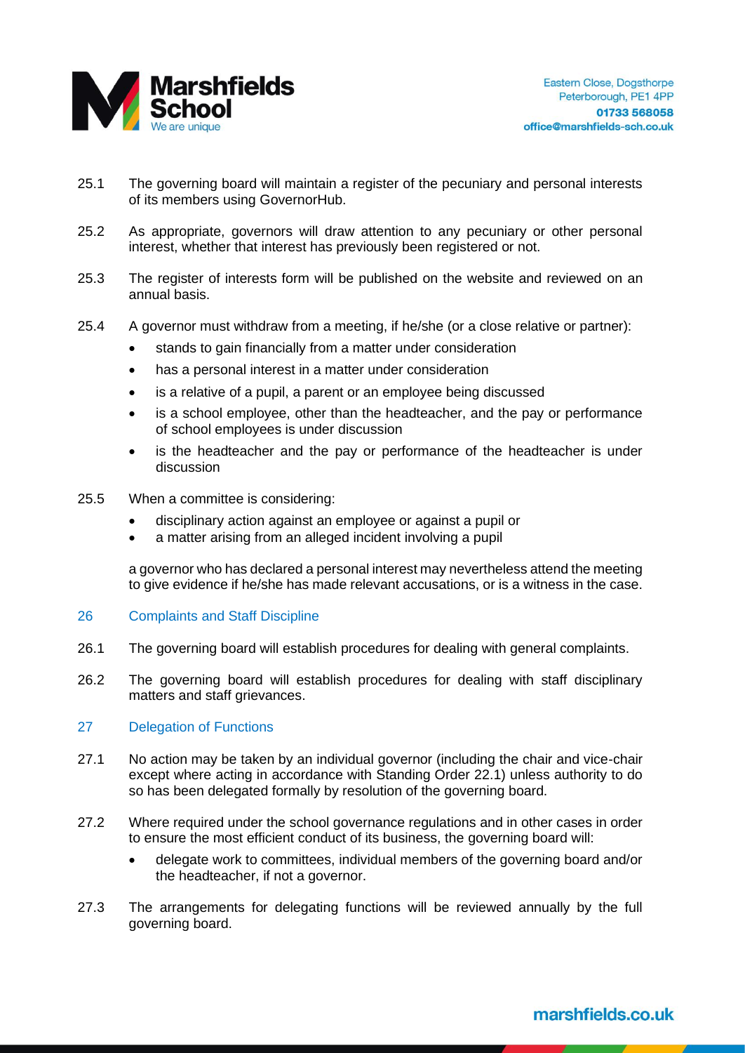25.1 The governing board will maintain a register of the pecuniary and personal interests of its members using GovernorHub.

25.2 As appropriate, governors will draw attention to any pecuniary or other personal interest, whether that interest has previously been registered or not.

25.3 The register of interests form will be published on the website and reviewed on an annual basis.

25.4 A governor must withdraw from a meeting, if he/she (or a close relative or partner):

- stands to gain financially from a matter under consideration
- has a personal interest in a matter under consideration
- is a relative of a pupil, a parent or an employee being discussed
- is a school employee, other than the headteacher, and the pay or performance of school employees is under discussion
- is the headteacher and the pay or performance of the headteacher is under discussion

25.5 When a committee is considering:

- disciplinary action against an employee or against a pupil or
- a matter arising from an alleged incident involving a pupil

a governor who has declared a personal interest may nevertheless attend the meeting to give evidence if he/she has made relevant accusations, or is a witness in the case.

## 26 Complaints and Staff Discipline

26.1 The governing board will establish procedures for dealing with general complaints.

26.2 The governing board will establish procedures for dealing with staff disciplinary matters and staff grievances.

## 27 Delegation of Functions

27.1 No action may be taken by an individual governor (including the chair and vice-chair except where acting in accordance with Standing Order 22.1) unless authority to do so has been delegated formally by resolution of the governing board.

27.2 Where required under the school governance regulations and in other cases in order to ensure the most efficient conduct of its business, the governing board will:

- delegate work to committees, individual members of the governing board and/or the headteacher, if not a governor.

27.3 The arrangements for delegating functions will be reviewed annually by the full governing board.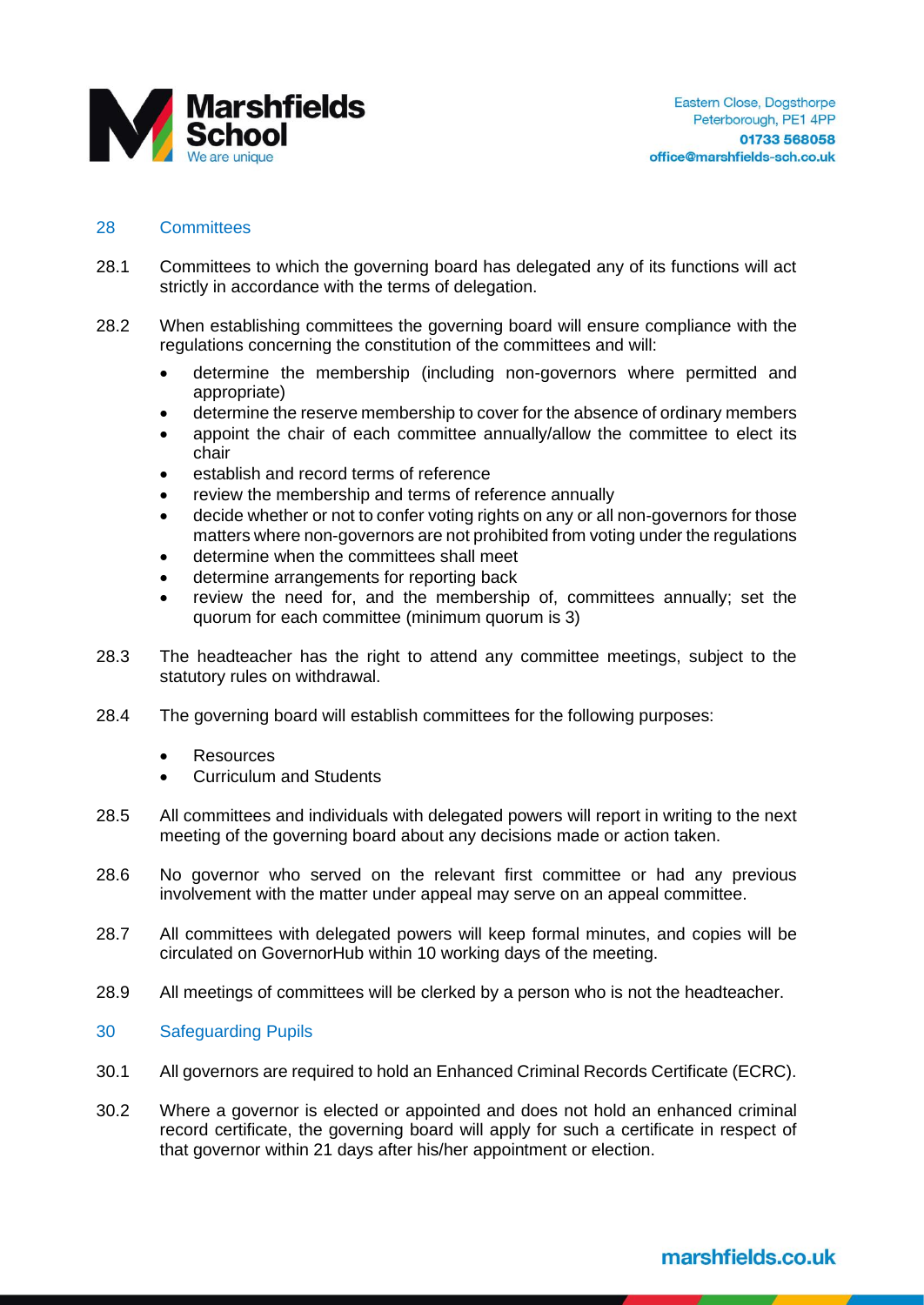## 28 Committees

28.1 Committees to which the governing board has delegated any of its functions will act strictly in accordance with the terms of delegation.

28.2 When establishing committees the governing board will ensure compliance with the regulations concerning the constitution of the committees and will:

- determine the membership (including non-governors where permitted and appropriate)
- determine the reserve membership to cover for the absence of ordinary members
- appoint the chair of each committee annually/allow the committee to elect its chair
- establish and record terms of reference
- review the membership and terms of reference annually
- decide whether or not to confer voting rights on any or all non-governors for those matters where non-governors are not prohibited from voting under the regulations
- determine when the committees shall meet
- determine arrangements for reporting back
- review the need for, and the membership of, committees annually; set the quorum for each committee (minimum quorum is 3)

28.3 The headteacher has the right to attend any committee meetings, subject to the statutory rules on withdrawal.

28.4 The governing board will establish committees for the following purposes:

- Resources
- Curriculum and Students

28.5 All committees and individuals with delegated powers will report in writing to the next meeting of the governing board about any decisions made or action taken.

28.6 No governor who served on the relevant first committee or had any previous involvement with the matter under appeal may serve on an appeal committee.

28.7 All committees with delegated powers will keep formal minutes, and copies will be circulated on GovernorHub within 10 working days of the meeting.

28.9 All meetings of committees will be clerked by a person who is not the headteacher.

## 30 Safeguarding Pupils

30.1 All governors are required to hold an Enhanced Criminal Records Certificate (ECRC).

30.2 Where a governor is elected or appointed and does not hold an enhanced criminal record certificate, the governing board will apply for such a certificate in respect of that governor within 21 days after his/her appointment or election.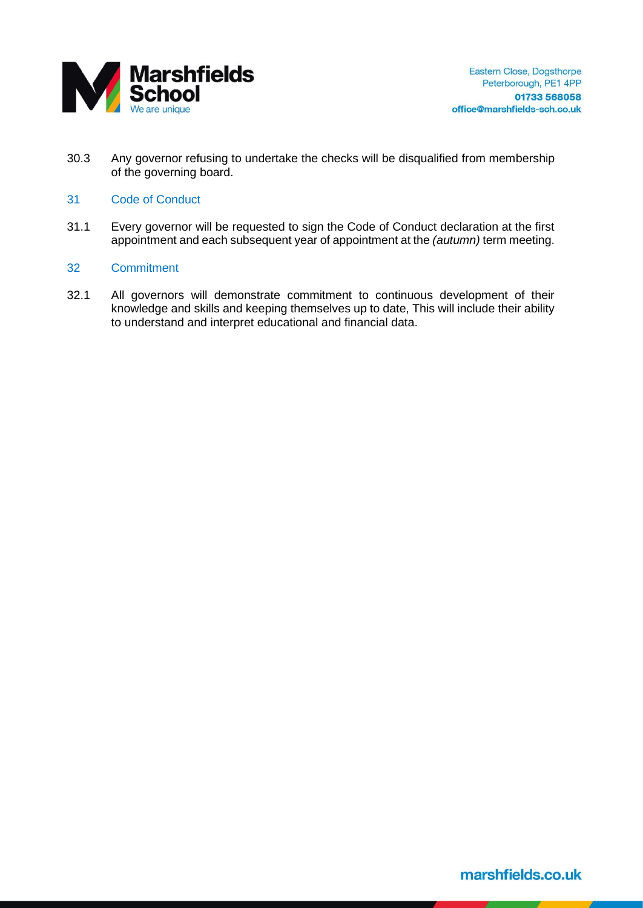30.3 Any governor refusing to undertake the checks will be disqualified from membership of the governing board.

## 31 Code of Conduct

31.1 Every governor will be requested to sign the Code of Conduct declaration at the first appointment and each subsequent year of appointment at the *(autumn)* term meeting.

## 32 Commitment

32.1 All governors will demonstrate commitment to continuous development of their knowledge and skills and keeping themselves up to date, This will include their ability to understand and interpret educational and financial data.